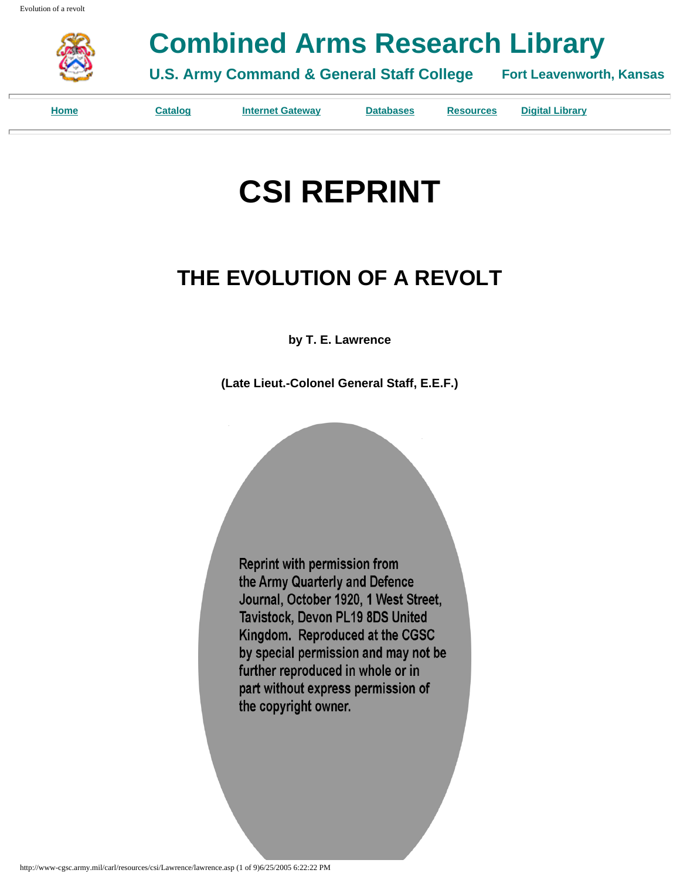# Combined Arms Research Library

**U.S. Army Command & General Staff College** **Fort Leavenworth, Kansas**

Home | Catalog | Internet Gateway | Databases | Resources | Digital Library

# CSI REPRINT

## THE EVOLUTION OF A REVOLT

**by T. E. Lawrence**

**(Late Lieut.-Colonel General Staff, E.E.F.)**

Reprint with permission from the Army Quarterly and Defence Journal, October 1920, 1 West Street, Tavistock, Devon PL19 8DS United Kingdom. Reproduced at the CGSC by special permission and may not be further reproduced in whole or in part without express permission of the copyright owner.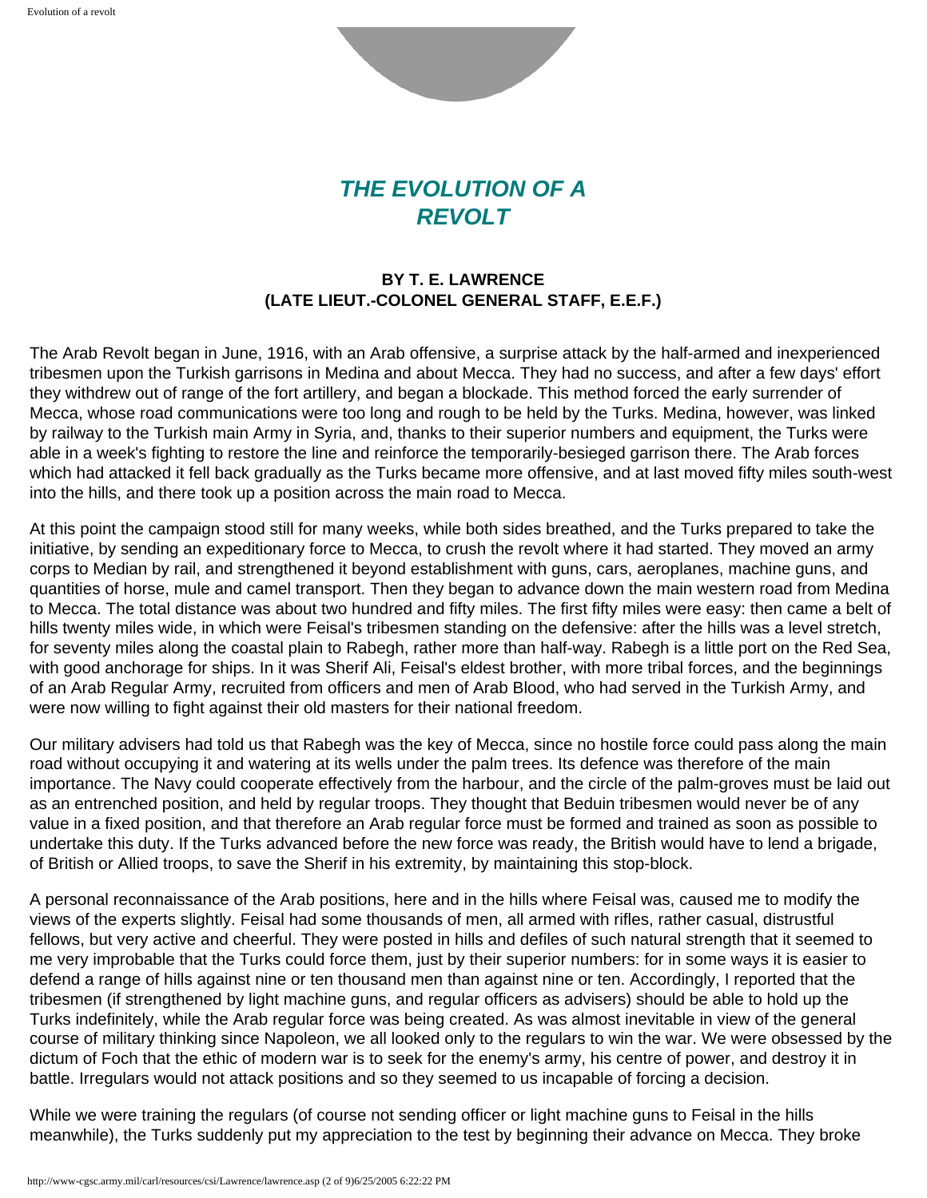# *THE EVOLUTION OF A REVOLT*

### BY T. E. LAWRENCE
### (LATE LIEUT.-COLONEL GENERAL STAFF, E.E.F.)

The Arab Revolt began in June, 1916, with an Arab offensive, a surprise attack by the half-armed and inexperienced tribesmen upon the Turkish garrisons in Medina and about Mecca. They had no success, and after a few days' effort they withdrew out of range of the fort artillery, and began a blockade. This method forced the early surrender of Mecca, whose road communications were too long and rough to be held by the Turks. Medina, however, was linked by railway to the Turkish main Army in Syria, and, thanks to their superior numbers and equipment, the Turks were able in a week's fighting to restore the line and reinforce the temporarily-besieged garrison there. The Arab forces which had attacked it fell back gradually as the Turks became more offensive, and at last moved fifty miles south-west into the hills, and there took up a position across the main road to Mecca.

At this point the campaign stood still for many weeks, while both sides breathed, and the Turks prepared to take the initiative, by sending an expeditionary force to Mecca, to crush the revolt where it had started. They moved an army corps to Median by rail, and strengthened it beyond establishment with guns, cars, aeroplanes, machine guns, and quantities of horse, mule and camel transport. Then they began to advance down the main western road from Medina to Mecca. The total distance was about two hundred and fifty miles. The first fifty miles were easy: then came a belt of hills twenty miles wide, in which were Feisal's tribesmen standing on the defensive: after the hills was a level stretch, for seventy miles along the coastal plain to Rabegh, rather more than half-way. Rabegh is a little port on the Red Sea, with good anchorage for ships. In it was Sherif Ali, Feisal's eldest brother, with more tribal forces, and the beginnings of an Arab Regular Army, recruited from officers and men of Arab Blood, who had served in the Turkish Army, and were now willing to fight against their old masters for their national freedom.

Our military advisers had told us that Rabegh was the key of Mecca, since no hostile force could pass along the main road without occupying it and watering at its wells under the palm trees. Its defence was therefore of the main importance. The Navy could cooperate effectively from the harbour, and the circle of the palm-groves must be laid out as an entrenched position, and held by regular troops. They thought that Beduin tribesmen would never be of any value in a fixed position, and that therefore an Arab regular force must be formed and trained as soon as possible to undertake this duty. If the Turks advanced before the new force was ready, the British would have to lend a brigade, of British or Allied troops, to save the Sherif in his extremity, by maintaining this stop-block.

A personal reconnaissance of the Arab positions, here and in the hills where Feisal was, caused me to modify the views of the experts slightly. Feisal had some thousands of men, all armed with rifles, rather casual, distrustful fellows, but very active and cheerful. They were posted in hills and defiles of such natural strength that it seemed to me very improbable that the Turks could force them, just by their superior numbers: for in some ways it is easier to defend a range of hills against nine or ten thousand men than against nine or ten. Accordingly, I reported that the tribesmen (if strengthened by light machine guns, and regular officers as advisers) should be able to hold up the Turks indefinitely, while the Arab regular force was being created. As was almost inevitable in view of the general course of military thinking since Napoleon, we all looked only to the regulars to win the war. We were obsessed by the dictum of Foch that the ethic of modern war is to seek for the enemy's army, his centre of power, and destroy it in battle. Irregulars would not attack positions and so they seemed to us incapable of forcing a decision.

While we were training the regulars (of course not sending officer or light machine guns to Feisal in the hills meanwhile), the Turks suddenly put my appreciation to the test by beginning their advance on Mecca. They broke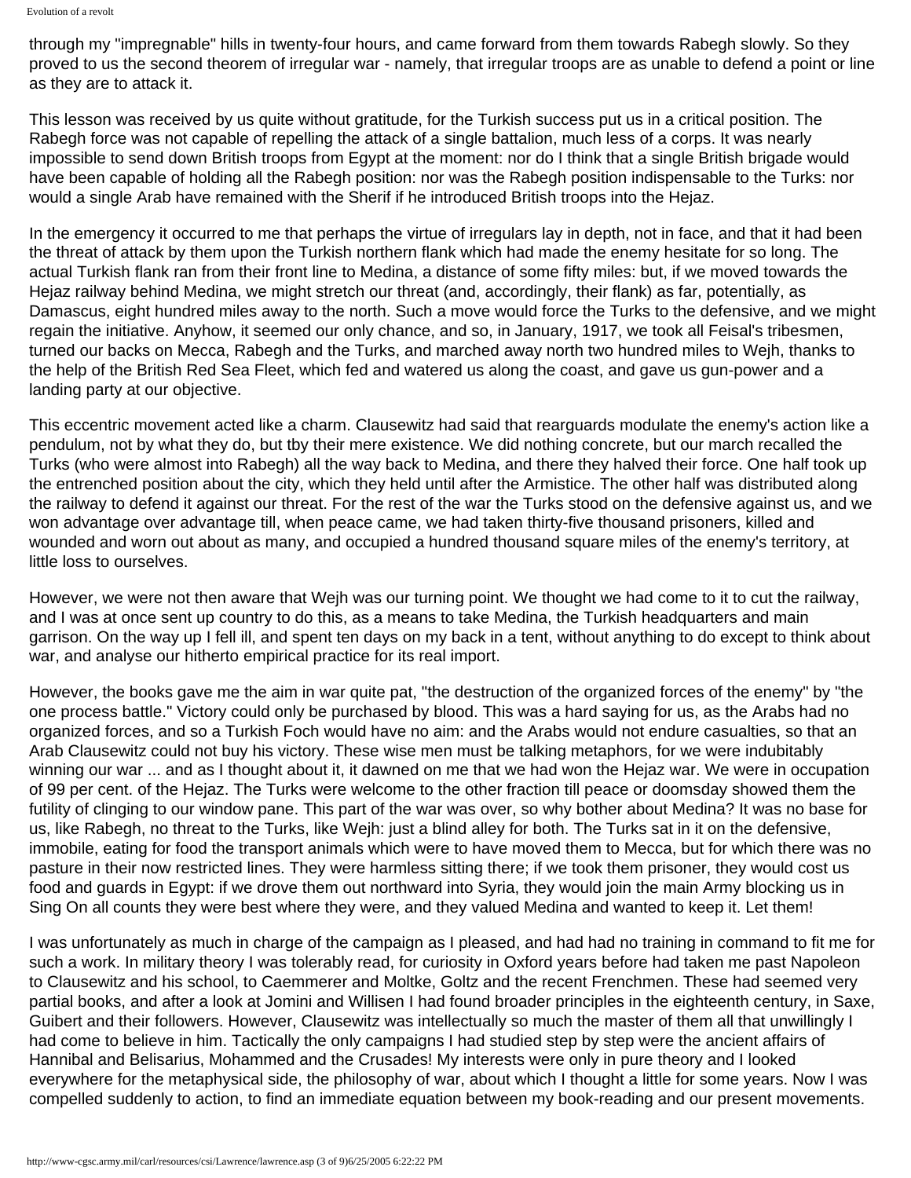through my "impregnable" hills in twenty-four hours, and came forward from them towards Rabegh slowly. So they proved to us the second theorem of irregular war - namely, that irregular troops are as unable to defend a point or line as they are to attack it.

This lesson was received by us quite without gratitude, for the Turkish success put us in a critical position. The Rabegh force was not capable of repelling the attack of a single battalion, much less of a corps. It was nearly impossible to send down British troops from Egypt at the moment: nor do I think that a single British brigade would have been capable of holding all the Rabegh position: nor was the Rabegh position indispensable to the Turks: nor would a single Arab have remained with the Sherif if he introduced British troops into the Hejaz.

In the emergency it occurred to me that perhaps the virtue of irregulars lay in depth, not in face, and that it had been the threat of attack by them upon the Turkish northern flank which had made the enemy hesitate for so long. The actual Turkish flank ran from their front line to Medina, a distance of some fifty miles: but, if we moved towards the Hejaz railway behind Medina, we might stretch our threat (and, accordingly, their flank) as far, potentially, as Damascus, eight hundred miles away to the north. Such a move would force the Turks to the defensive, and we might regain the initiative. Anyhow, it seemed our only chance, and so, in January, 1917, we took all Feisal's tribesmen, turned our backs on Mecca, Rabegh and the Turks, and marched away north two hundred miles to Wejh, thanks to the help of the British Red Sea Fleet, which fed and watered us along the coast, and gave us gun-power and a landing party at our objective.

This eccentric movement acted like a charm. Clausewitz had said that rearguards modulate the enemy's action like a pendulum, not by what they do, but tby their mere existence. We did nothing concrete, but our march recalled the Turks (who were almost into Rabegh) all the way back to Medina, and there they halved their force. One half took up the entrenched position about the city, which they held until after the Armistice. The other half was distributed along the railway to defend it against our threat. For the rest of the war the Turks stood on the defensive against us, and we won advantage over advantage till, when peace came, we had taken thirty-five thousand prisoners, killed and wounded and worn out about as many, and occupied a hundred thousand square miles of the enemy's territory, at little loss to ourselves.

However, we were not then aware that Wejh was our turning point. We thought we had come to it to cut the railway, and I was at once sent up country to do this, as a means to take Medina, the Turkish headquarters and main garrison. On the way up I fell ill, and spent ten days on my back in a tent, without anything to do except to think about war, and analyse our hitherto empirical practice for its real import.

However, the books gave me the aim in war quite pat, "the destruction of the organized forces of the enemy" by "the one process battle." Victory could only be purchased by blood. This was a hard saying for us, as the Arabs had no organized forces, and so a Turkish Foch would have no aim: and the Arabs would not endure casualties, so that an Arab Clausewitz could not buy his victory. These wise men must be talking metaphors, for we were indubitably winning our war ... and as I thought about it, it dawned on me that we had won the Hejaz war. We were in occupation of 99 per cent. of the Hejaz. The Turks were welcome to the other fraction till peace or doomsday showed them the futility of clinging to our window pane. This part of the war was over, so why bother about Medina? It was no base for us, like Rabegh, no threat to the Turks, like Wejh: just a blind alley for both. The Turks sat in it on the defensive, immobile, eating for food the transport animals which were to have moved them to Mecca, but for which there was no pasture in their now restricted lines. They were harmless sitting there; if we took them prisoner, they would cost us food and guards in Egypt: if we drove them out northward into Syria, they would join the main Army blocking us in Sing On all counts they were best where they were, and they valued Medina and wanted to keep it. Let them!

I was unfortunately as much in charge of the campaign as I pleased, and had had no training in command to fit me for such a work. In military theory I was tolerably read, for curiosity in Oxford years before had taken me past Napoleon to Clausewitz and his school, to Caemmerer and Moltke, Goltz and the recent Frenchmen. These had seemed very partial books, and after a look at Jomini and Willisen I had found broader principles in the eighteenth century, in Saxe, Guibert and their followers. However, Clausewitz was intellectually so much the master of them all that unwillingly I had come to believe in him. Tactically the only campaigns I had studied step by step were the ancient affairs of Hannibal and Belisarius, Mohammed and the Crusades! My interests were only in pure theory and I looked everywhere for the metaphysical side, the philosophy of war, about which I thought a little for some years. Now I was compelled suddenly to action, to find an immediate equation between my book-reading and our present movements.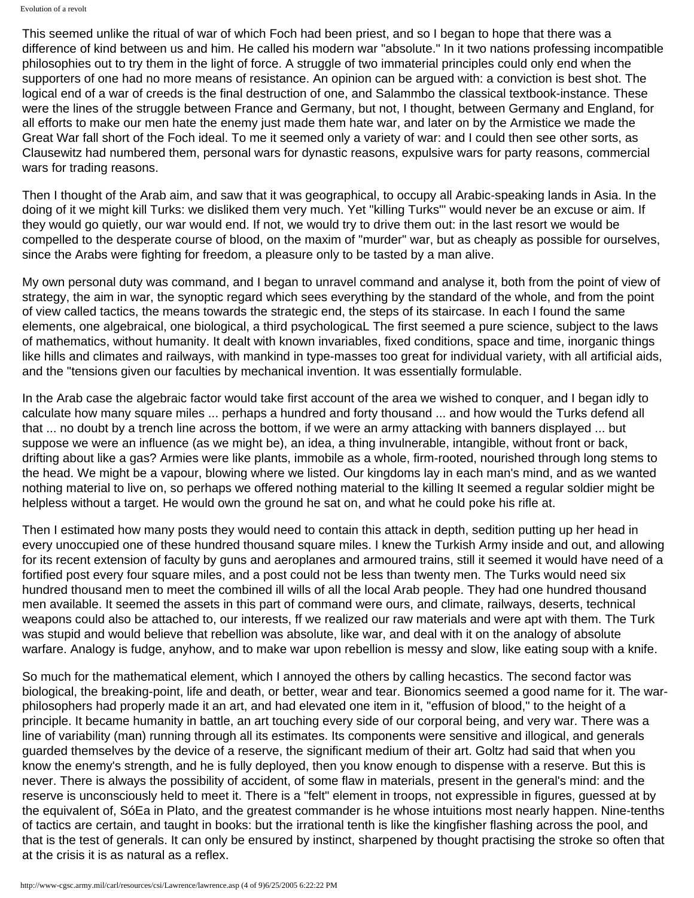This seemed unlike the ritual of war of which Foch had been priest, and so I began to hope that there was a difference of kind between us and him. He called his modern war "absolute." In it two nations professing incompatible philosophies out to try them in the light of force. A struggle of two immaterial principles could only end when the supporters of one had no more means of resistance. An opinion can be argued with: a conviction is best shot. The logical end of a war of creeds is the final destruction of one, and Salammbo the classical textbook-instance. These were the lines of the struggle between France and Germany, but not, I thought, between Germany and England, for all efforts to make our men hate the enemy just made them hate war, and later on by the Armistice we made the Great War fall short of the Foch ideal. To me it seemed only a variety of war: and I could then see other sorts, as Clausewitz had numbered them, personal wars for dynastic reasons, expulsive wars for party reasons, commercial wars for trading reasons.

Then I thought of the Arab aim, and saw that it was geographical, to occupy all Arabic-speaking lands in Asia. In the doing of it we might kill Turks: we disliked them very much. Yet "killing Turks"' would never be an excuse or aim. If they would go quietly, our war would end. If not, we would try to drive them out: in the last resort we would be compelled to the desperate course of blood, on the maxim of "murder" war, but as cheaply as possible for ourselves, since the Arabs were fighting for freedom, a pleasure only to be tasted by a man alive.

My own personal duty was command, and I began to unravel command and analyse it, both from the point of view of strategy, the aim in war, the synoptic regard which sees everything by the standard of the whole, and from the point of view called tactics, the means towards the strategic end, the steps of its staircase. In each I found the same elements, one algebraical, one biological, a third psychologicaL The first seemed a pure science, subject to the laws of mathematics, without humanity. It dealt with known invariables, fixed conditions, space and time, inorganic things like hills and climates and railways, with mankind in type-masses too great for individual variety, with all artificial aids, and the "tensions given our faculties by mechanical invention. It was essentially formulable.

In the Arab case the algebraic factor would take first account of the area we wished to conquer, and I began idly to calculate how many square miles ... perhaps a hundred and forty thousand ... and how would the Turks defend all that ... no doubt by a trench line across the bottom, if we were an army attacking with banners displayed ... but suppose we were an influence (as we might be), an idea, a thing invulnerable, intangible, without front or back, drifting about like a gas? Armies were like plants, immobile as a whole, firm-rooted, nourished through long stems to the head. We might be a vapour, blowing where we listed. Our kingdoms lay in each man's mind, and as we wanted nothing material to live on, so perhaps we offered nothing material to the killing It seemed a regular soldier might be helpless without a target. He would own the ground he sat on, and what he could poke his rifle at.

Then I estimated how many posts they would need to contain this attack in depth, sedition putting up her head in every unoccupied one of these hundred thousand square miles. I knew the Turkish Army inside and out, and allowing for its recent extension of faculty by guns and aeroplanes and armoured trains, still it seemed it would have need of a fortified post every four square miles, and a post could not be less than twenty men. The Turks would need six hundred thousand men to meet the combined ill wills of all the local Arab people. They had one hundred thousand men available. It seemed the assets in this part of command were ours, and climate, railways, deserts, technical weapons could also be attached to, our interests, ff we realized our raw materials and were apt with them. The Turk was stupid and would believe that rebellion was absolute, like war, and deal with it on the analogy of absolute warfare. Analogy is fudge, anyhow, and to make war upon rebellion is messy and slow, like eating soup with a knife.

So much for the mathematical element, which I annoyed the others by calling hecastics. The second factor was biological, the breaking-point, life and death, or better, wear and tear. Bionomics seemed a good name for it. The war-philosophers had properly made it an art, and had elevated one item in it, "effusion of blood," to the height of a principle. It became humanity in battle, an art touching every side of our corporal being, and very war. There was a line of variability (man) running through all its estimates. Its components were sensitive and illogical, and generals guarded themselves by the device of a reserve, the significant medium of their art. Goltz had said that when you know the enemy's strength, and he is fully deployed, then you know enough to dispense with a reserve. But this is never. There is always the possibility of accident, of some flaw in materials, present in the general's mind: and the reserve is unconsciously held to meet it. There is a "felt" element in troops, not expressible in figures, guessed at by the equivalent of, SóEa in Plato, and the greatest commander is he whose intuitions most nearly happen. Nine-tenths of tactics are certain, and taught in books: but the irrational tenth is like the kingfisher flashing across the pool, and that is the test of generals. It can only be ensured by instinct, sharpened by thought practising the stroke so often that at the crisis it is as natural as a reflex.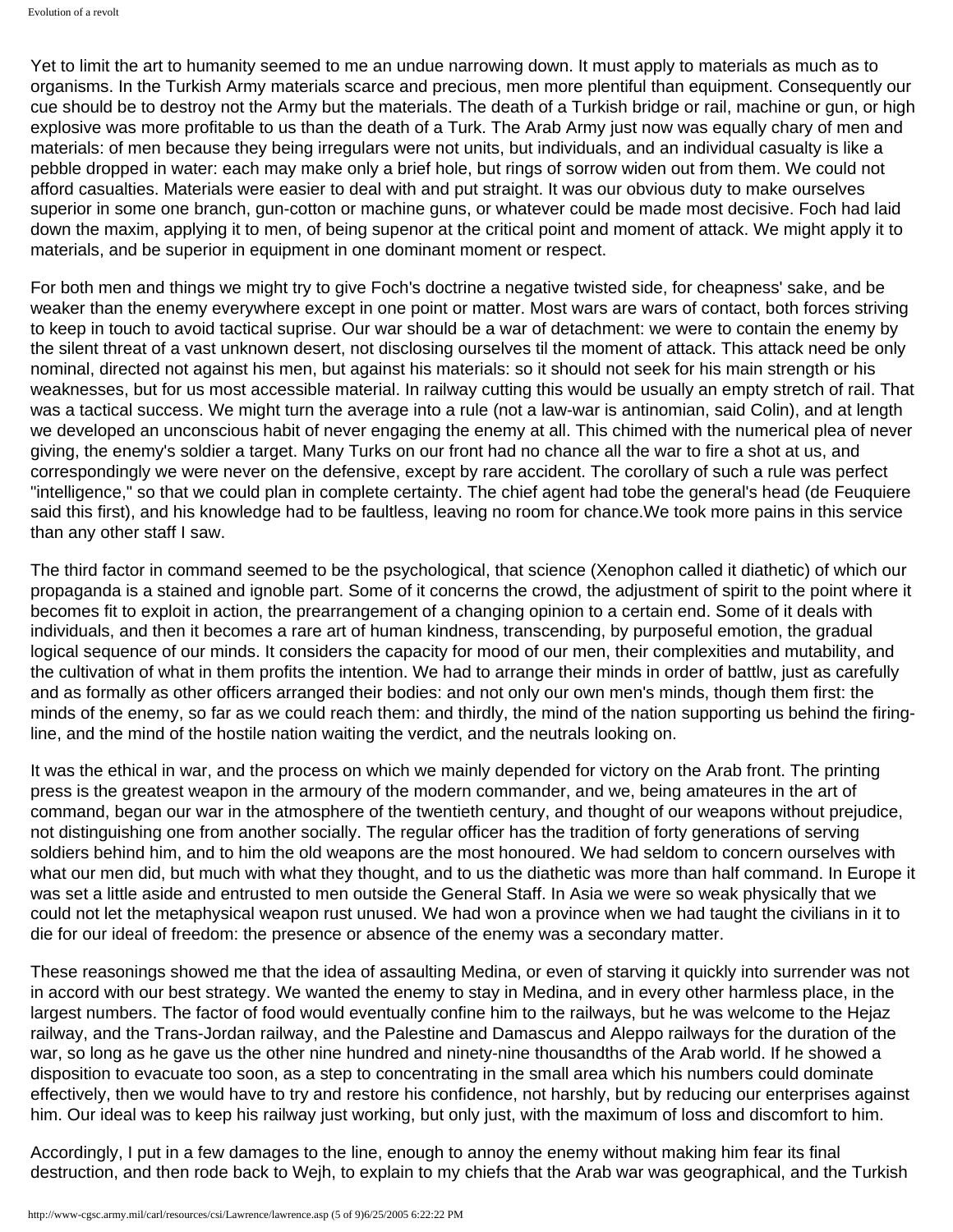Yet to limit the art to humanity seemed to me an undue narrowing down. It must apply to materials as much as to organisms. In the Turkish Army materials scarce and precious, men more plentiful than equipment. Consequently our cue should be to destroy not the Army but the materials. The death of a Turkish bridge or rail, machine or gun, or high explosive was more profitable to us than the death of a Turk. The Arab Army just now was equally chary of men and materials: of men because they being irregulars were not units, but individuals, and an individual casualty is like a pebble dropped in water: each may make only a brief hole, but rings of sorrow widen out from them. We could not afford casualties. Materials were easier to deal with and put straight. It was our obvious duty to make ourselves superior in some one branch, gun-cotton or machine guns, or whatever could be made most decisive. Foch had laid down the maxim, applying it to men, of being supenor at the critical point and moment of attack. We might apply it to materials, and be superior in equipment in one dominant moment or respect.

For both men and things we might try to give Foch's doctrine a negative twisted side, for cheapness' sake, and be weaker than the enemy everywhere except in one point or matter. Most wars are wars of contact, both forces striving to keep in touch to avoid tactical suprise. Our war should be a war of detachment: we were to contain the enemy by the silent threat of a vast unknown desert, not disclosing ourselves til the moment of attack. This attack need be only nominal, directed not against his men, but against his materials: so it should not seek for his main strength or his weaknesses, but for us most accessible material. In railway cutting this would be usually an empty stretch of rail. That was a tactical success. We might turn the average into a rule (not a law-war is antinomian, said Colin), and at length we developed an unconscious habit of never engaging the enemy at all. This chimed with the numerical plea of never giving, the enemy's soldier a target. Many Turks on our front had no chance all the war to fire a shot at us, and correspondingly we were never on the defensive, except by rare accident. The corollary of such a rule was perfect "intelligence," so that we could plan in complete certainty. The chief agent had tobe the general's head (de Feuquiere said this first), and his knowledge had to be faultless, leaving no room for chance.We took more pains in this service than any other staff I saw.

The third factor in command seemed to be the psychological, that science (Xenophon called it diathetic) of which our propaganda is a stained and ignoble part. Some of it concerns the crowd, the adjustment of spirit to the point where it becomes fit to exploit in action, the prearrangement of a changing opinion to a certain end. Some of it deals with individuals, and then it becomes a rare art of human kindness, transcending, by purposeful emotion, the gradual logical sequence of our minds. It considers the capacity for mood of our men, their complexities and mutability, and the cultivation of what in them profits the intention. We had to arrange their minds in order of battlw, just as carefully and as formally as other officers arranged their bodies: and not only our own men's minds, though them first: the minds of the enemy, so far as we could reach them: and thirdly, the mind of the nation supporting us behind the firing-line, and the mind of the hostile nation waiting the verdict, and the neutrals looking on.

It was the ethical in war, and the process on which we mainly depended for victory on the Arab front. The printing press is the greatest weapon in the armoury of the modern commander, and we, being amateures in the art of command, began our war in the atmosphere of the twentieth century, and thought of our weapons without prejudice, not distinguishing one from another socially. The regular officer has the tradition of forty generations of serving soldiers behind him, and to him the old weapons are the most honoured. We had seldom to concern ourselves with what our men did, but much with what they thought, and to us the diathetic was more than half command. In Europe it was set a little aside and entrusted to men outside the General Staff. In Asia we were so weak physically that we could not let the metaphysical weapon rust unused. We had won a province when we had taught the civilians in it to die for our ideal of freedom: the presence or absence of the enemy was a secondary matter.

These reasonings showed me that the idea of assaulting Medina, or even of starving it quickly into surrender was not in accord with our best strategy. We wanted the enemy to stay in Medina, and in every other harmless place, in the largest numbers. The factor of food would eventually confine him to the railways, but he was welcome to the Hejaz railway, and the Trans-Jordan railway, and the Palestine and Damascus and Aleppo railways for the duration of the war, so long as he gave us the other nine hundred and ninety-nine thousandths of the Arab world. If he showed a disposition to evacuate too soon, as a step to concentrating in the small area which his numbers could dominate effectively, then we would have to try and restore his confidence, not harshly, but by reducing our enterprises against him. Our ideal was to keep his railway just working, but only just, with the maximum of loss and discomfort to him.

Accordingly, I put in a few damages to the line, enough to annoy the enemy without making him fear its final destruction, and then rode back to Wejh, to explain to my chiefs that the Arab war was geographical, and the Turkish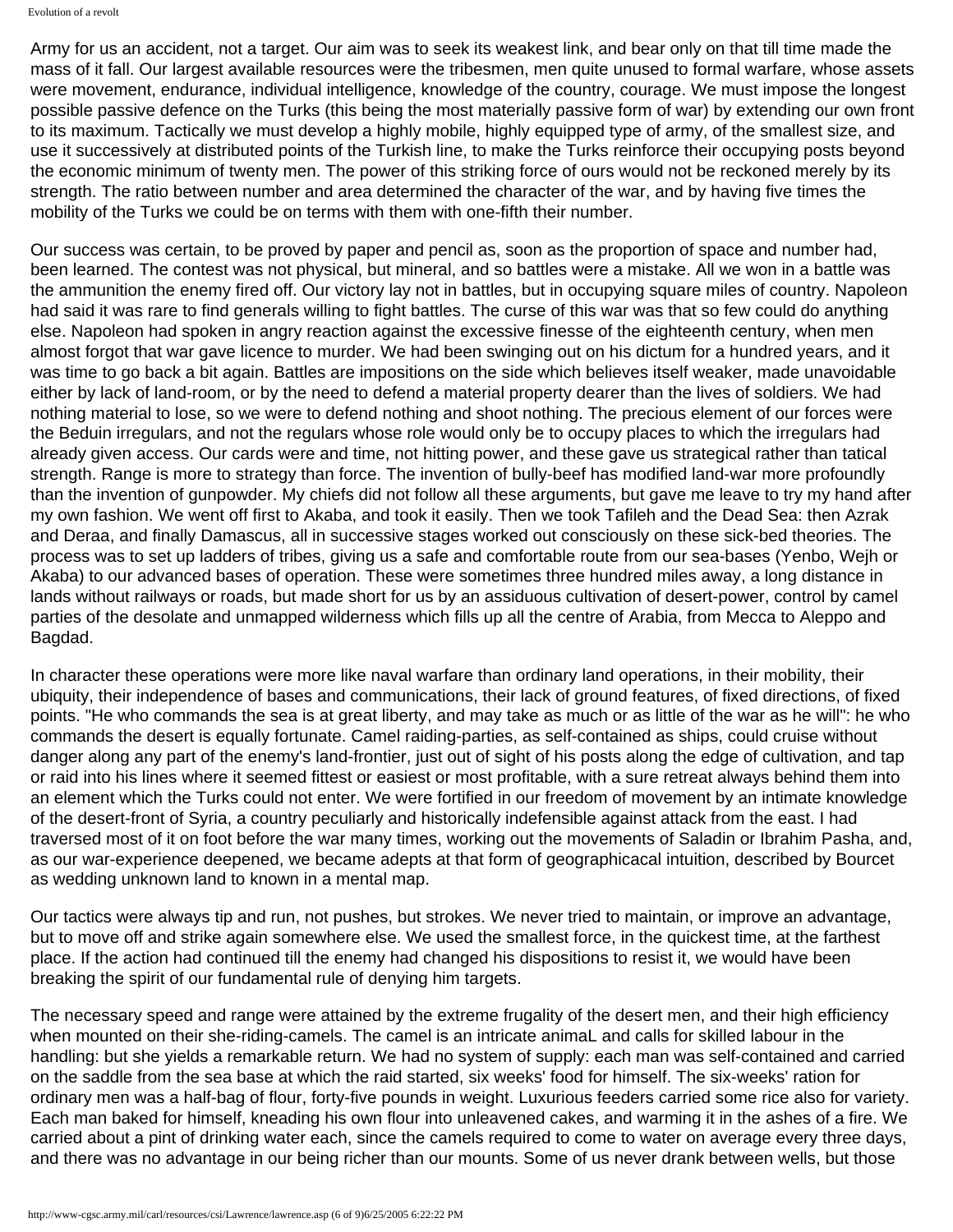Army for us an accident, not a target. Our aim was to seek its weakest link, and bear only on that till time made the mass of it fall. Our largest available resources were the tribesmen, men quite unused to formal warfare, whose assets were movement, endurance, individual intelligence, knowledge of the country, courage. We must impose the longest possible passive defence on the Turks (this being the most materially passive form of war) by extending our own front to its maximum. Tactically we must develop a highly mobile, highly equipped type of army, of the smallest size, and use it successively at distributed points of the Turkish line, to make the Turks reinforce their occupying posts beyond the economic minimum of twenty men. The power of this striking force of ours would not be reckoned merely by its strength. The ratio between number and area determined the character of the war, and by having five times the mobility of the Turks we could be on terms with them with one-fifth their number.

Our success was certain, to be proved by paper and pencil as, soon as the proportion of space and number had, been learned. The contest was not physical, but mineral, and so battles were a mistake. All we won in a battle was the ammunition the enemy fired off. Our victory lay not in battles, but in occupying square miles of country. Napoleon had said it was rare to find generals willing to fight battles. The curse of this war was that so few could do anything else. Napoleon had spoken in angry reaction against the excessive finesse of the eighteenth century, when men almost forgot that war gave licence to murder. We had been swinging out on his dictum for a hundred years, and it was time to go back a bit again. Battles are impositions on the side which believes itself weaker, made unavoidable either by lack of land-room, or by the need to defend a material property dearer than the lives of soldiers. We had nothing material to lose, so we were to defend nothing and shoot nothing. The precious element of our forces were the Beduin irregulars, and not the regulars whose role would only be to occupy places to which the irregulars had already given access. Our cards were and time, not hitting power, and these gave us strategical rather than tatical strength. Range is more to strategy than force. The invention of bully-beef has modified land-war more profoundly than the invention of gunpowder. My chiefs did not follow all these arguments, but gave me leave to try my hand after my own fashion. We went off first to Akaba, and took it easily. Then we took Tafileh and the Dead Sea: then Azrak and Deraa, and finally Damascus, all in successive stages worked out consciously on these sick-bed theories. The process was to set up ladders of tribes, giving us a safe and comfortable route from our sea-bases (Yenbo, Wejh or Akaba) to our advanced bases of operation. These were sometimes three hundred miles away, a long distance in lands without railways or roads, but made short for us by an assiduous cultivation of desert-power, control by camel parties of the desolate and unmapped wilderness which fills up all the centre of Arabia, from Mecca to Aleppo and Bagdad.

In character these operations were more like naval warfare than ordinary land operations, in their mobility, their ubiquity, their independence of bases and communications, their lack of ground features, of fixed directions, of fixed points. "He who commands the sea is at great liberty, and may take as much or as little of the war as he will": he who commands the desert is equally fortunate. Camel raiding-parties, as self-contained as ships, could cruise without danger along any part of the enemy's land-frontier, just out of sight of his posts along the edge of cultivation, and tap or raid into his lines where it seemed fittest or easiest or most profitable, with a sure retreat always behind them into an element which the Turks could not enter. We were fortified in our freedom of movement by an intimate knowledge of the desert-front of Syria, a country peculiarly and historically indefensible against attack from the east. I had traversed most of it on foot before the war many times, working out the movements of Saladin or Ibrahim Pasha, and, as our war-experience deepened, we became adepts at that form of geographicacal intuition, described by Bourcet as wedding unknown land to known in a mental map.

Our tactics were always tip and run, not pushes, but strokes. We never tried to maintain, or improve an advantage, but to move off and strike again somewhere else. We used the smallest force, in the quickest time, at the farthest place. If the action had continued till the enemy had changed his dispositions to resist it, we would have been breaking the spirit of our fundamental rule of denying him targets.

The necessary speed and range were attained by the extreme frugality of the desert men, and their high efficiency when mounted on their she-riding-camels. The camel is an intricate animaL and calls for skilled labour in the handling: but she yields a remarkable return. We had no system of supply: each man was self-contained and carried on the saddle from the sea base at which the raid started, six weeks' food for himself. The six-weeks' ration for ordinary men was a half-bag of flour, forty-five pounds in weight. Luxurious feeders carried some rice also for variety. Each man baked for himself, kneading his own flour into unleavened cakes, and warming it in the ashes of a fire. We carried about a pint of drinking water each, since the camels required to come to water on average every three days, and there was no advantage in our being richer than our mounts. Some of us never drank between wells, but those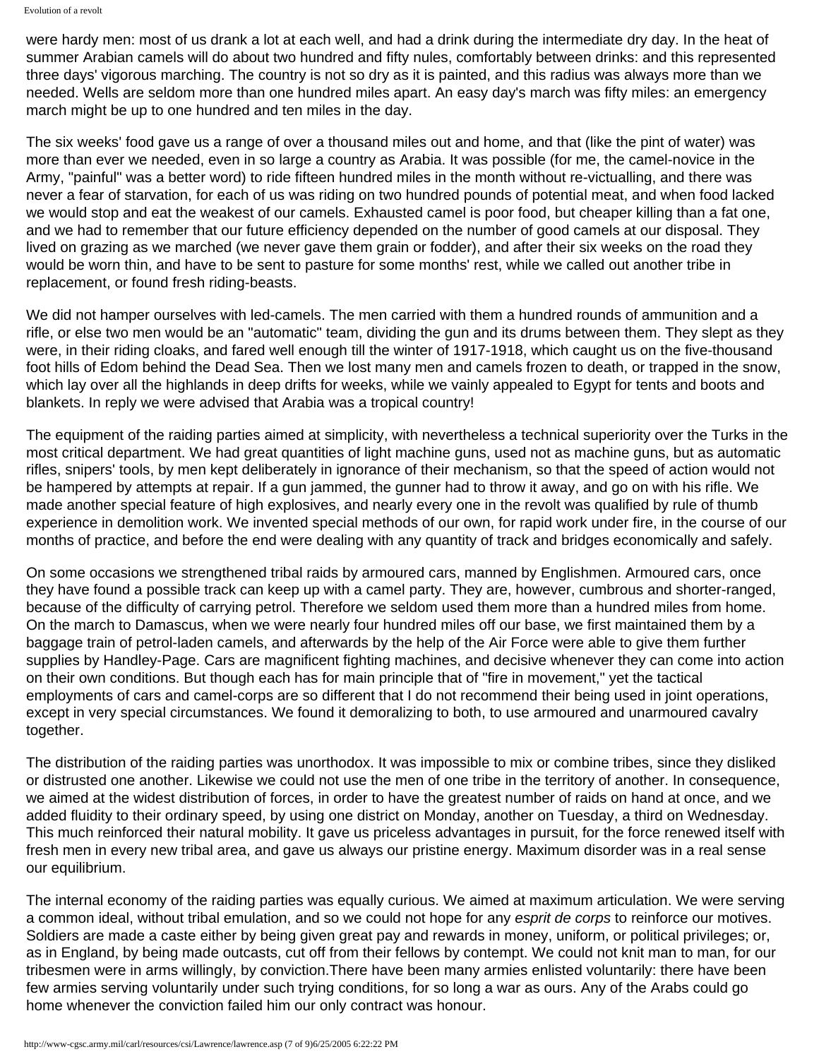were hardy men: most of us drank a lot at each well, and had a drink during the intermediate dry day. In the heat of summer Arabian camels will do about two hundred and fifty nules, comfortably between drinks: and this represented three days' vigorous marching. The country is not so dry as it is painted, and this radius was always more than we needed. Wells are seldom more than one hundred miles apart. An easy day's march was fifty miles: an emergency march might be up to one hundred and ten miles in the day.

The six weeks' food gave us a range of over a thousand miles out and home, and that (like the pint of water) was more than ever we needed, even in so large a country as Arabia. It was possible (for me, the camel-novice in the Army, "painful" was a better word) to ride fifteen hundred miles in the month without re-victualling, and there was never a fear of starvation, for each of us was riding on two hundred pounds of potential meat, and when food lacked we would stop and eat the weakest of our camels. Exhausted camel is poor food, but cheaper killing than a fat one, and we had to remember that our future efficiency depended on the number of good camels at our disposal. They lived on grazing as we marched (we never gave them grain or fodder), and after their six weeks on the road they would be worn thin, and have to be sent to pasture for some months' rest, while we called out another tribe in replacement, or found fresh riding-beasts.

We did not hamper ourselves with led-camels. The men carried with them a hundred rounds of ammunition and a rifle, or else two men would be an "automatic" team, dividing the gun and its drums between them. They slept as they were, in their riding cloaks, and fared well enough till the winter of 1917-1918, which caught us on the five-thousand foot hills of Edom behind the Dead Sea. Then we lost many men and camels frozen to death, or trapped in the snow, which lay over all the highlands in deep drifts for weeks, while we vainly appealed to Egypt for tents and boots and blankets. In reply we were advised that Arabia was a tropical country!

The equipment of the raiding parties aimed at simplicity, with nevertheless a technical superiority over the Turks in the most critical department. We had great quantities of light machine guns, used not as machine guns, but as automatic rifles, snipers' tools, by men kept deliberately in ignorance of their mechanism, so that the speed of action would not be hampered by attempts at repair. If a gun jammed, the gunner had to throw it away, and go on with his rifle. We made another special feature of high explosives, and nearly every one in the revolt was qualified by rule of thumb experience in demolition work. We invented special methods of our own, for rapid work under fire, in the course of our months of practice, and before the end were dealing with any quantity of track and bridges economically and safely.

On some occasions we strengthened tribal raids by armoured cars, manned by Englishmen. Armoured cars, once they have found a possible track can keep up with a camel party. They are, however, cumbrous and shorter-ranged, because of the difficulty of carrying petrol. Therefore we seldom used them more than a hundred miles from home. On the march to Damascus, when we were nearly four hundred miles off our base, we first maintained them by a baggage train of petrol-laden camels, and afterwards by the help of the Air Force were able to give them further supplies by Handley-Page. Cars are magnificent fighting machines, and decisive whenever they can come into action on their own conditions. But though each has for main principle that of "fire in movement," yet the tactical employments of cars and camel-corps are so different that I do not recommend their being used in joint operations, except in very special circumstances. We found it demoralizing to both, to use armoured and unarmoured cavalry together.

The distribution of the raiding parties was unorthodox. It was impossible to mix or combine tribes, since they disliked or distrusted one another. Likewise we could not use the men of one tribe in the territory of another. In consequence, we aimed at the widest distribution of forces, in order to have the greatest number of raids on hand at once, and we added fluidity to their ordinary speed, by using one district on Monday, another on Tuesday, a third on Wednesday. This much reinforced their natural mobility. It gave us priceless advantages in pursuit, for the force renewed itself with fresh men in every new tribal area, and gave us always our pristine energy. Maximum disorder was in a real sense our equilibrium.

The internal economy of the raiding parties was equally curious. We aimed at maximum articulation. We were serving a common ideal, without tribal emulation, and so we could not hope for any *esprit de corps* to reinforce our motives. Soldiers are made a caste either by being given great pay and rewards in money, uniform, or political privileges; or, as in England, by being made outcasts, cut off from their fellows by contempt. We could not knit man to man, for our tribesmen were in arms willingly, by conviction.There have been many armies enlisted voluntarily: there have been few armies serving voluntarily under such trying conditions, for so long a war as ours. Any of the Arabs could go home whenever the conviction failed him our only contract was honour.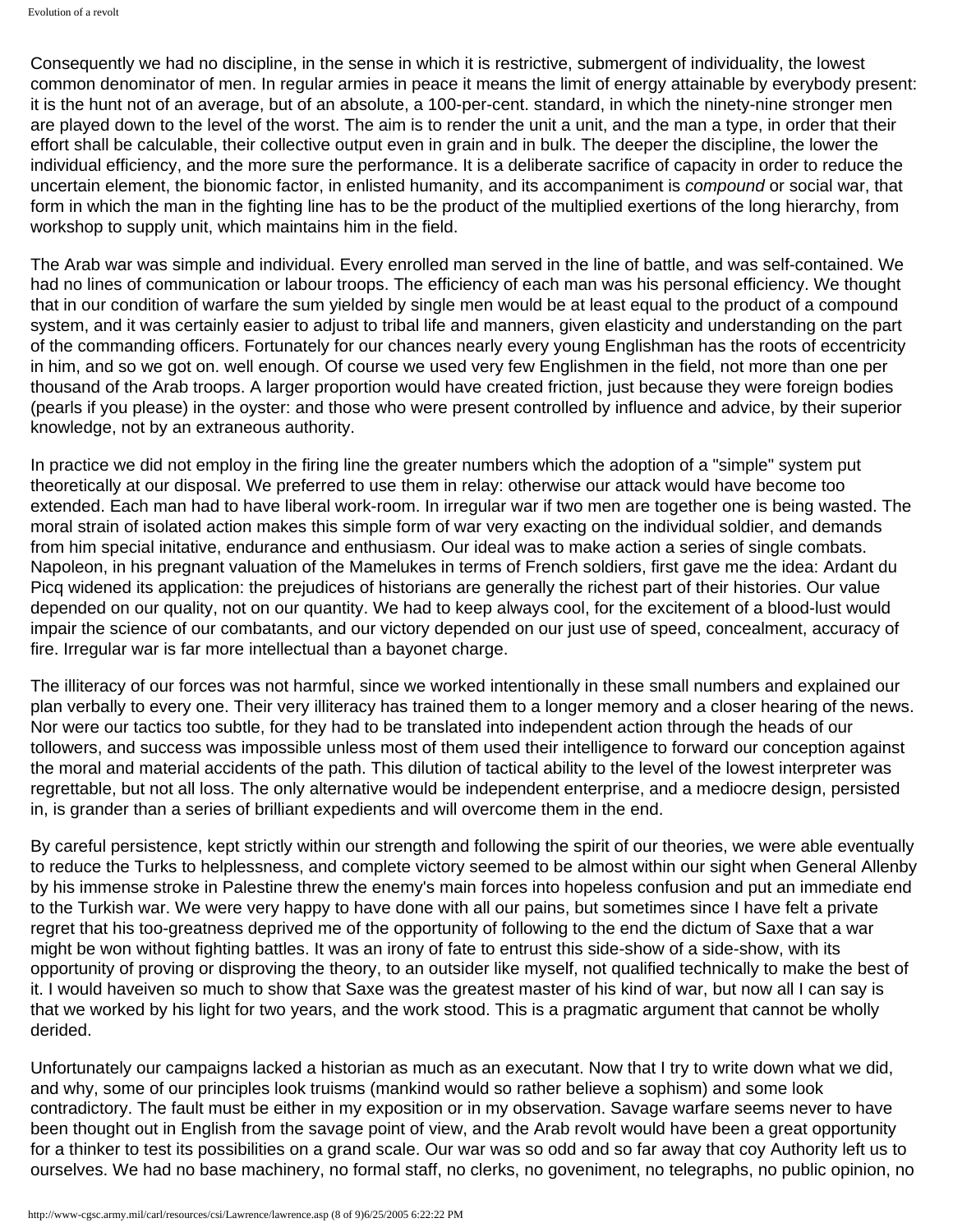Consequently we had no discipline, in the sense in which it is restrictive, submergent of individuality, the lowest common denominator of men. In regular armies in peace it means the limit of energy attainable by everybody present: it is the hunt not of an average, but of an absolute, a 100-per-cent. standard, in which the ninety-nine stronger men are played down to the level of the worst. The aim is to render the unit a unit, and the man a type, in order that their effort shall be calculable, their collective output even in grain and in bulk. The deeper the discipline, the lower the individual efficiency, and the more sure the performance. It is a deliberate sacrifice of capacity in order to reduce the uncertain element, the bionomic factor, in enlisted humanity, and its accompaniment is *compound* or social war, that form in which the man in the fighting line has to be the product of the multiplied exertions of the long hierarchy, from workshop to supply unit, which maintains him in the field.

The Arab war was simple and individual. Every enrolled man served in the line of battle, and was self-contained. We had no lines of communication or labour troops. The efficiency of each man was his personal efficiency. We thought that in our condition of warfare the sum yielded by single men would be at least equal to the product of a compound system, and it was certainly easier to adjust to tribal life and manners, given elasticity and understanding on the part of the commanding officers. Fortunately for our chances nearly every young Englishman has the roots of eccentricity in him, and so we got on. well enough. Of course we used very few Englishmen in the field, not more than one per thousand of the Arab troops. A larger proportion would have created friction, just because they were foreign bodies (pearls if you please) in the oyster: and those who were present controlled by influence and advice, by their superior knowledge, not by an extraneous authority.

In practice we did not employ in the firing line the greater numbers which the adoption of a "simple" system put theoretically at our disposal. We preferred to use them in relay: otherwise our attack would have become too extended. Each man had to have liberal work-room. In irregular war if two men are together one is being wasted. The moral strain of isolated action makes this simple form of war very exacting on the individual soldier, and demands from him special initative, endurance and enthusiasm. Our ideal was to make action a series of single combats. Napoleon, in his pregnant valuation of the Mamelukes in terms of French soldiers, first gave me the idea: Ardant du Picq widened its application: the prejudices of historians are generally the richest part of their histories. Our value depended on our quality, not on our quantity. We had to keep always cool, for the excitement of a blood-lust would impair the science of our combatants, and our victory depended on our just use of speed, concealment, accuracy of fire. Irregular war is far more intellectual than a bayonet charge.

The illiteracy of our forces was not harmful, since we worked intentionally in these small numbers and explained our plan verbally to every one. Their very illiteracy has trained them to a longer memory and a closer hearing of the news. Nor were our tactics too subtle, for they had to be translated into independent action through the heads of our tollowers, and success was impossible unless most of them used their intelligence to forward our conception against the moral and material accidents of the path. This dilution of tactical ability to the level of the lowest interpreter was regrettable, but not all loss. The only alternative would be independent enterprise, and a mediocre design, persisted in, is grander than a series of brilliant expedients and will overcome them in the end.

By careful persistence, kept strictly within our strength and following the spirit of our theories, we were able eventually to reduce the Turks to helplessness, and complete victory seemed to be almost within our sight when General Allenby by his immense stroke in Palestine threw the enemy's main forces into hopeless confusion and put an immediate end to the Turkish war. We were very happy to have done with all our pains, but sometimes since I have felt a private regret that his too-greatness deprived me of the opportunity of following to the end the dictum of Saxe that a war might be won without fighting battles. It was an irony of fate to entrust this side-show of a side-show, with its opportunity of proving or disproving the theory, to an outsider like myself, not qualified technically to make the best of it. I would haveiven so much to show that Saxe was the greatest master of his kind of war, but now all I can say is that we worked by his light for two years, and the work stood. This is a pragmatic argument that cannot be wholly derided.

Unfortunately our campaigns lacked a historian as much as an executant. Now that I try to write down what we did, and why, some of our principles look truisms (mankind would so rather believe a sophism) and some look contradictory. The fault must be either in my exposition or in my observation. Savage warfare seems never to have been thought out in English from the savage point of view, and the Arab revolt would have been a great opportunity for a thinker to test its possibilities on a grand scale. Our war was so odd and so far away that coy Authority left us to ourselves. We had no base machinery, no formal staff, no clerks, no goveniment, no telegraphs, no public opinion, no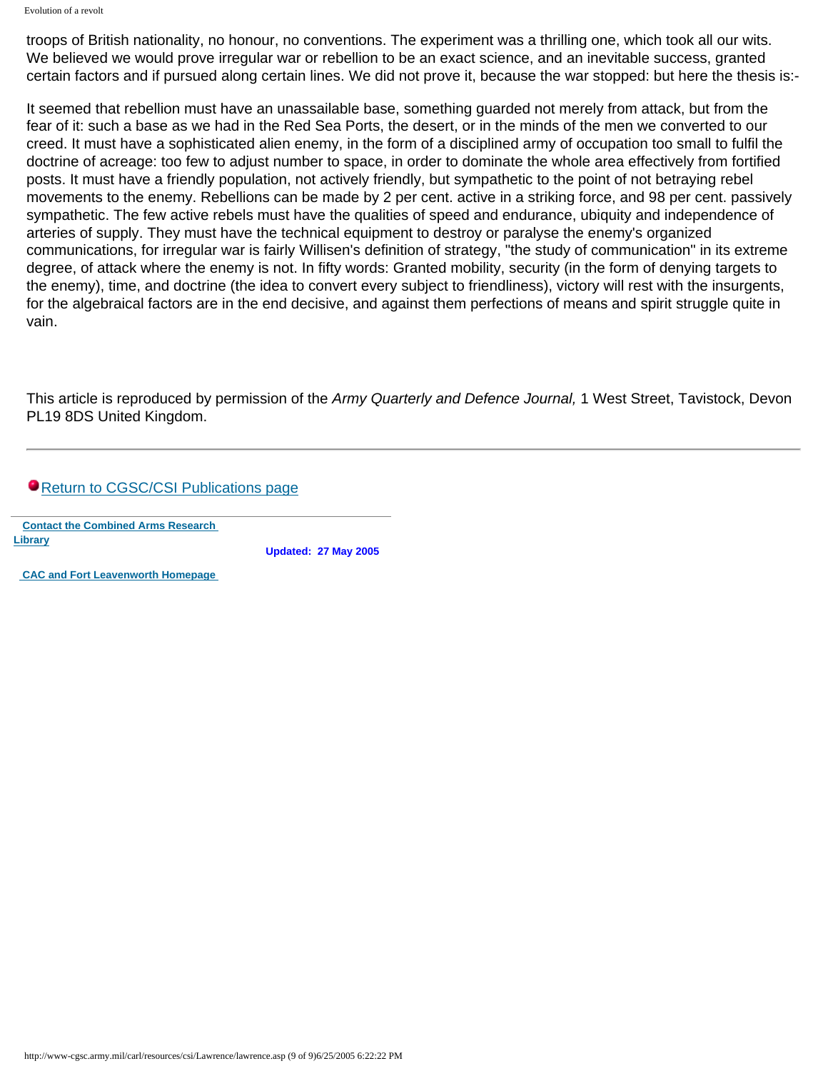troops of British nationality, no honour, no conventions. The experiment was a thrilling one, which took all our wits. We believed we would prove irregular war or rebellion to be an exact science, and an inevitable success, granted certain factors and if pursued along certain lines. We did not prove it, because the war stopped: but here the thesis is:-

It seemed that rebellion must have an unassailable base, something guarded not merely from attack, but from the fear of it: such a base as we had in the Red Sea Ports, the desert, or in the minds of the men we converted to our creed. It must have a sophisticated alien enemy, in the form of a disciplined army of occupation too small to fulfil the doctrine of acreage: too few to adjust number to space, in order to dominate the whole area effectively from fortified posts. It must have a friendly population, not actively friendly, but sympathetic to the point of not betraying rebel movements to the enemy. Rebellions can be made by 2 per cent. active in a striking force, and 98 per cent. passively sympathetic. The few active rebels must have the qualities of speed and endurance, ubiquity and independence of arteries of supply. They must have the technical equipment to destroy or paralyse the enemy's organized communications, for irregular war is fairly Willisen's definition of strategy, "the study of communication" in its extreme degree, of attack where the enemy is not. In fifty words: Granted mobility, security (in the form of denying targets to the enemy), time, and doctrine (the idea to convert every subject to friendliness), victory will rest with the insurgents, for the algebraical factors are in the end decisive, and against them perfections of means and spirit struggle quite in vain.

This article is reproduced by permission of the *Army Quarterly and Defence Journal,* 1 West Street, Tavistock, Devon PL19 8DS United Kingdom.

---

Return to CGSC/CSI Publications page

Contact the Combined Arms Research Library

**Updated: 27 May 2005**

CAC and Fort Leavenworth Homepage